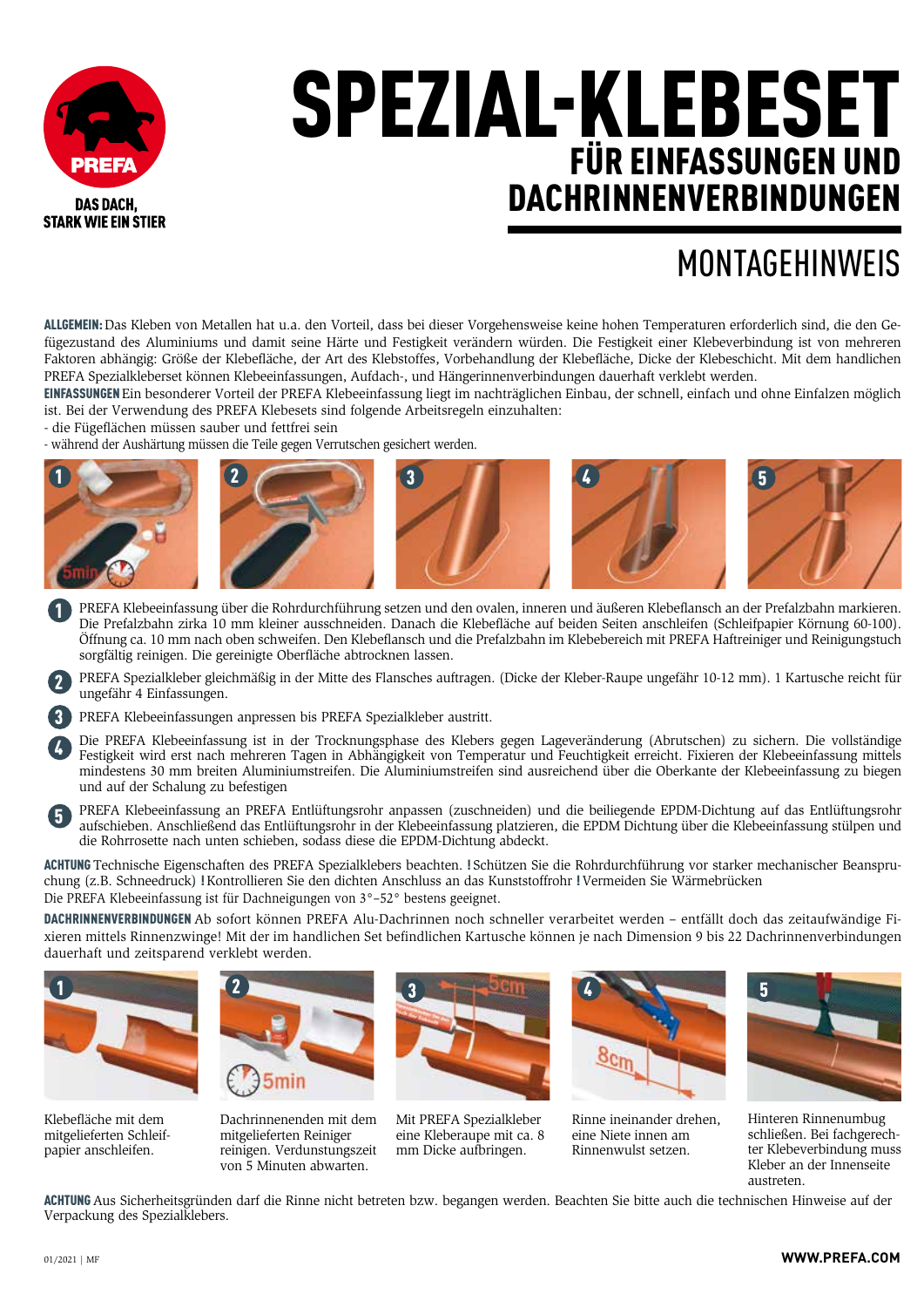PREFA

DAS DACH,
STARK WIE EIN STIER

# SPEZIAL-KLEBESET

## FÜR EINFASSUNGEN UND DACHRINNENVERBINDUNGEN

## MONTAGEHINWEIS

**ALLGEMEIN:** Das Kleben von Metallen hat u.a. den Vorteil, dass bei dieser Vorgehensweise keine hohen Temperaturen erforderlich sind, die den Gefügezustand des Aluminiums und damit seine Härte und Festigkeit verändern würden. Die Festigkeit einer Klebeverbindung ist von mehreren Faktoren abhängig: Größe der Klebefläche, der Art des Klebstoffes, Vorbehandlung der Klebefläche, Dicke der Klebeschicht. Mit dem handlichen PREFA Spezialkleberset können Klebeeinfassungen, Aufdach-, und Hängerinnenverbindungen dauerhaft verklebt werden.

**EINFASSUNGEN** Ein besonderer Vorteil der PREFA Klebeeinfassung liegt im nachträglichen Einbau, der schnell, einfach und ohne Einfalzen möglich ist. Bei der Verwendung des PREFA Klebesets sind folgende Arbeitsregeln einzuhalten:

- die Fügeflächen müssen sauber und fettfrei sein
- während der Aushärtung müssen die Teile gegen Verrutschen gesichert werden.

1. PREFA Klebeeinfassung über die Rohrdurchführung setzen und den ovalen, inneren und äußeren Klebeflansch an der Prefalzbahn markieren. Die Prefalzbahn zirka 10 mm kleiner ausschneiden. Danach die Klebefläche auf beiden Seiten anschleifen (Schleifpapier Körnung 60-100). Öffnung ca. 10 mm nach oben schweifen. Den Klebeflansch und die Prefalzbahn im Klebebereich mit PREFA Haftreiniger und Reinigungstuch sorgfältig reinigen. Die gereinigte Oberfläche abtrocknen lassen.
2. PREFA Spezialkleber gleichmäßig in der Mitte des Flansches auftragen. (Dicke der Kleber-Raupe ungefähr 10-12 mm). 1 Kartusche reicht für ungefähr 4 Einfassungen.
3. PREFA Klebeeinfassungen anpressen bis PREFA Spezialkleber austritt.
4. Die PREFA Klebeeinfassung ist in der Trocknungsphase des Klebers gegen Lageveränderung (Abrutschen) zu sichern. Die vollständige Festigkeit wird erst nach mehreren Tagen in Abhängigkeit von Temperatur und Feuchtigkeit erreicht. Fixieren der Klebeeinfassung mittels mindestens 30 mm breiten Aluminiumstreifen. Die Aluminiumstreifen sind ausreichend über die Oberkante der Klebeeinfassung zu biegen und auf der Schalung zu befestigen
5. PREFA Klebeeinfassung an PREFA Entlüftungsrohr anpassen (zuschneiden) und die beiliegende EPDM-Dichtung auf das Entlüftungsrohr aufschieben. Anschließend das Entlüftungsrohr in der Klebeeinfassung platzieren, die EPDM Dichtung über die Klebeeinfassung stülpen und die Rohrrosette nach unten schieben, sodass diese die EPDM-Dichtung abdeckt.

**ACHTUNG** Technische Eigenschaften des PREFA Spezialklebers beachten. **!** Schützen Sie die Rohrdurchführung vor starker mechanischer Beanspruchung (z.B. Schneedruck) **!** Kontrollieren Sie den dichten Anschluss an das Kunststoffrohr **!** Vermeiden Sie Wärmebrücken
Die PREFA Klebeeinfassung ist für Dachneigungen von 3°–52° bestens geeignet.

**DACHRINNENVERBINDUNGEN** Ab sofort können PREFA Alu-Dachrinnen noch schneller verarbeitet werden – entfällt doch das zeitaufwändige Fixieren mittels Rinnenzwinge! Mit der im handlichen Set befindlichen Kartusche können je nach Dimension 9 bis 22 Dachrinnenverbindungen dauerhaft und zeitsparend verklebt werden.

1. Klebefläche mit dem mitgelieferten Schleifpapier anschleifen.
2. Dachrinnenenden mit dem mitgelieferten Reiniger reinigen. Verdunstungszeit von 5 Minuten abwarten.
3. Mit PREFA Spezialkleber eine Kleberaupe mit ca. 8 mm Dicke aufbringen.
4. Rinne ineinander drehen, eine Niete innen am Rinnenwulst setzen.
5. Hinteren Rinnenumbug schließen. Bei fachgerechter Klebeverbindung muss Kleber an der Innenseite austreten.

**ACHTUNG** Aus Sicherheitsgründen darf die Rinne nicht betreten bzw. begangen werden. Beachten Sie bitte auch die technischen Hinweise auf der Verpackung des Spezialklebers.

01/2021 | MF

WWW.PREFA.COM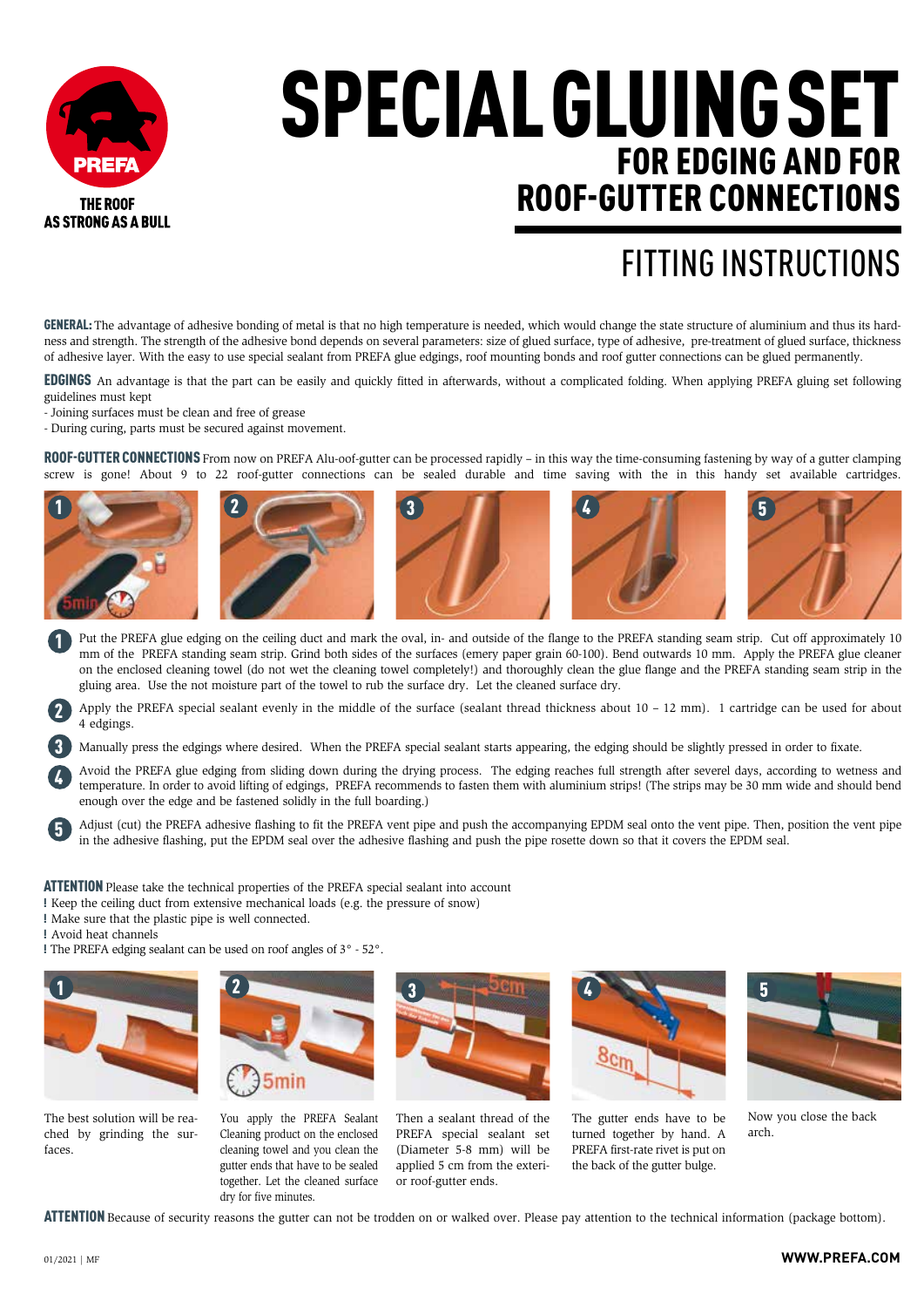# SPECIAL GLUING SET

## FOR EDGING AND FOR ROOF-GUTTER CONNECTIONS

THE ROOF AS STRONG AS A BULL

## FITTING INSTRUCTIONS

**GENERAL:** The advantage of adhesive bonding of metal is that no high temperature is needed, which would change the state structure of aluminium and thus its hardness and strength. The strength of the adhesive bond depends on several parameters: size of glued surface, type of adhesive, pre-treatment of glued surface, thickness of adhesive layer. With the easy to use special sealant from PREFA glue edgings, roof mounting bonds and roof gutter connections can be glued permanently.

**EDGINGS** An advantage is that the part can be easily and quickly fitted in afterwards, without a complicated folding. When applying PREFA gluing set following guidelines must kept

- Joining surfaces must be clean and free of grease
- During curing, parts must be secured against movement.

**ROOF-GUTTER CONNECTIONS** From now on PREFA Alu-oof-gutter can be processed rapidly – in this way the time-consuming fastening by way of a gutter clamping screw is gone! About 9 to 22 roof-gutter connections can be sealed durable and time saving with the in this handy set available cartridges.

1. Put the PREFA glue edging on the ceiling duct and mark the oval, in- and outside of the flange to the PREFA standing seam strip. Cut off approximately 10 mm of the PREFA standing seam strip. Grind both sides of the surfaces (emery paper grain 60-100). Bend outwards 10 mm. Apply the PREFA glue cleaner on the enclosed cleaning towel (do not wet the cleaning towel completely!) and thoroughly clean the glue flange and the PREFA standing seam strip in the gluing area. Use the not moisture part of the towel to rub the surface dry. Let the cleaned surface dry.
2. Apply the PREFA special sealant evenly in the middle of the surface (sealant thread thickness about 10 – 12 mm). 1 cartridge can be used for about 4 edgings.
3. Manually press the edgings where desired. When the PREFA special sealant starts appearing, the edging should be slightly pressed in order to fixate.
4. Avoid the PREFA glue edging from sliding down during the drying process. The edging reaches full strength after severel days, according to wetness and temperature. In order to avoid lifting of edgings, PREFA recommends to fasten them with aluminium strips! (The strips may be 30 mm wide and should bend enough over the edge and be fastened solidly in the full boarding.)
5. Adjust (cut) the PREFA adhesive flashing to fit the PREFA vent pipe and push the accompanying EPDM seal onto the vent pipe. Then, position the vent pipe in the adhesive flashing, put the EPDM seal over the adhesive flashing and push the pipe rosette down so that it covers the EPDM seal.

**ATTENTION** Please take the technical properties of the PREFA special sealant into account

! Keep the ceiling duct from extensive mechanical loads (e.g. the pressure of snow)
! Make sure that the plastic pipe is well connected.
! Avoid heat channels
! The PREFA edging sealant can be used on roof angles of 3° - 52°.

1. The best solution will be reached by grinding the surfaces.
2. You apply the PREFA Sealant Cleaning product on the enclosed cleaning towel and you clean the gutter ends that have to be sealed together. Let the cleaned surface dry for five minutes.
3. Then a sealant thread of the PREFA special sealant set (Diameter 5-8 mm) will be applied 5 cm from the exterior roof-gutter ends.
4. The gutter ends have to be turned together by hand. A PREFA first-rate rivet is put on the back of the gutter bulge.
5. Now you close the back arch.

**ATTENTION** Because of security reasons the gutter can not be trodden on or walked over. Please pay attention to the technical information (package bottom).

01/2021 | MF

WWW.PREFA.COM